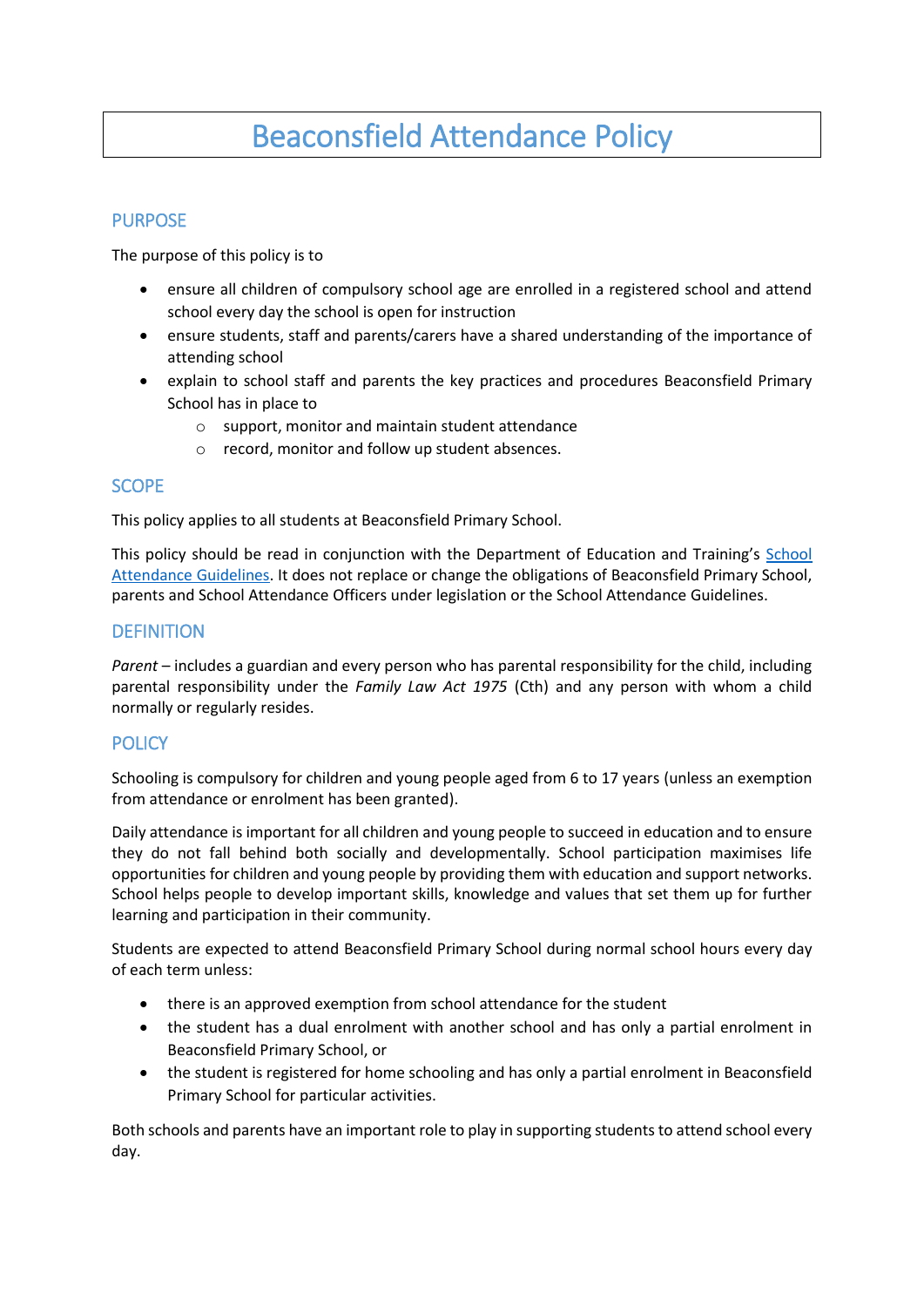# Beaconsfield Attendance Policy

## PURPOSE

The purpose of this policy is to

- ensure all children of compulsory school age are enrolled in a registered school and attend school every day the school is open for instruction
- ensure students, staff and parents/carers have a shared understanding of the importance of attending school
- explain to school staff and parents the key practices and procedures Beaconsfield Primary School has in place to
  - support, monitor and maintain student attendance
  - record, monitor and follow up student absences.

## SCOPE

This policy applies to all students at Beaconsfield Primary School.

This policy should be read in conjunction with the Department of Education and Training's School Attendance Guidelines. It does not replace or change the obligations of Beaconsfield Primary School, parents and School Attendance Officers under legislation or the School Attendance Guidelines.

## DEFINITION

*Parent* – includes a guardian and every person who has parental responsibility for the child, including parental responsibility under the *Family Law Act 1975* (Cth) and any person with whom a child normally or regularly resides.

## POLICY

Schooling is compulsory for children and young people aged from 6 to 17 years (unless an exemption from attendance or enrolment has been granted).

Daily attendance is important for all children and young people to succeed in education and to ensure they do not fall behind both socially and developmentally. School participation maximises life opportunities for children and young people by providing them with education and support networks. School helps people to develop important skills, knowledge and values that set them up for further learning and participation in their community.

Students are expected to attend Beaconsfield Primary School during normal school hours every day of each term unless:

- there is an approved exemption from school attendance for the student
- the student has a dual enrolment with another school and has only a partial enrolment in Beaconsfield Primary School, or
- the student is registered for home schooling and has only a partial enrolment in Beaconsfield Primary School for particular activities.

Both schools and parents have an important role to play in supporting students to attend school every day.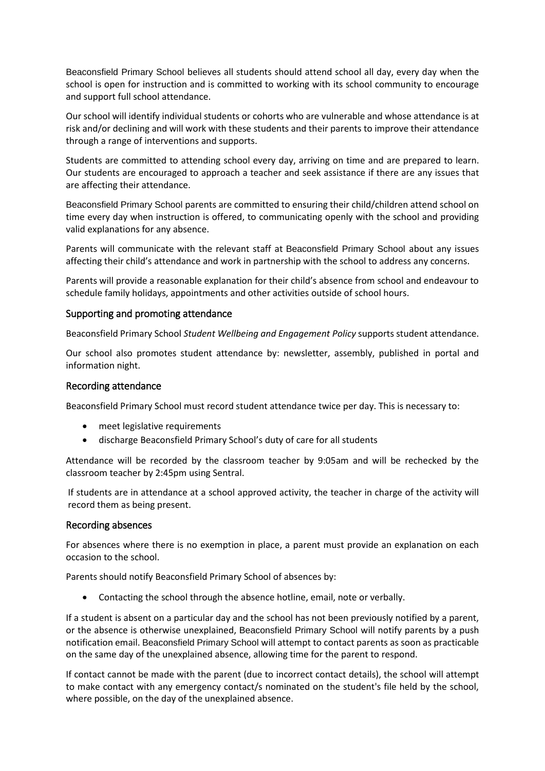Beaconsfield Primary School believes all students should attend school all day, every day when the school is open for instruction and is committed to working with its school community to encourage and support full school attendance.

Our school will identify individual students or cohorts who are vulnerable and whose attendance is at risk and/or declining and will work with these students and their parents to improve their attendance through a range of interventions and supports.

Students are committed to attending school every day, arriving on time and are prepared to learn. Our students are encouraged to approach a teacher and seek assistance if there are any issues that are affecting their attendance.

Beaconsfield Primary School parents are committed to ensuring their child/children attend school on time every day when instruction is offered, to communicating openly with the school and providing valid explanations for any absence.

Parents will communicate with the relevant staff at Beaconsfield Primary School about any issues affecting their child's attendance and work in partnership with the school to address any concerns.

Parents will provide a reasonable explanation for their child's absence from school and endeavour to schedule family holidays, appointments and other activities outside of school hours.

## Supporting and promoting attendance

Beaconsfield Primary School *Student Wellbeing and Engagement Policy* supports student attendance.

Our school also promotes student attendance by: newsletter, assembly, published in portal and information night.

## Recording attendance

Beaconsfield Primary School must record student attendance twice per day. This is necessary to:

- meet legislative requirements
- discharge Beaconsfield Primary School's duty of care for all students

Attendance will be recorded by the classroom teacher by 9:05am and will be rechecked by the classroom teacher by 2:45pm using Sentral.

If students are in attendance at a school approved activity, the teacher in charge of the activity will record them as being present.

## Recording absences

For absences where there is no exemption in place, a parent must provide an explanation on each occasion to the school.

Parents should notify Beaconsfield Primary School of absences by:

- Contacting the school through the absence hotline, email, note or verbally.

If a student is absent on a particular day and the school has not been previously notified by a parent, or the absence is otherwise unexplained, Beaconsfield Primary School will notify parents by a push notification email. Beaconsfield Primary School will attempt to contact parents as soon as practicable on the same day of the unexplained absence, allowing time for the parent to respond.

If contact cannot be made with the parent (due to incorrect contact details), the school will attempt to make contact with any emergency contact/s nominated on the student's file held by the school, where possible, on the day of the unexplained absence.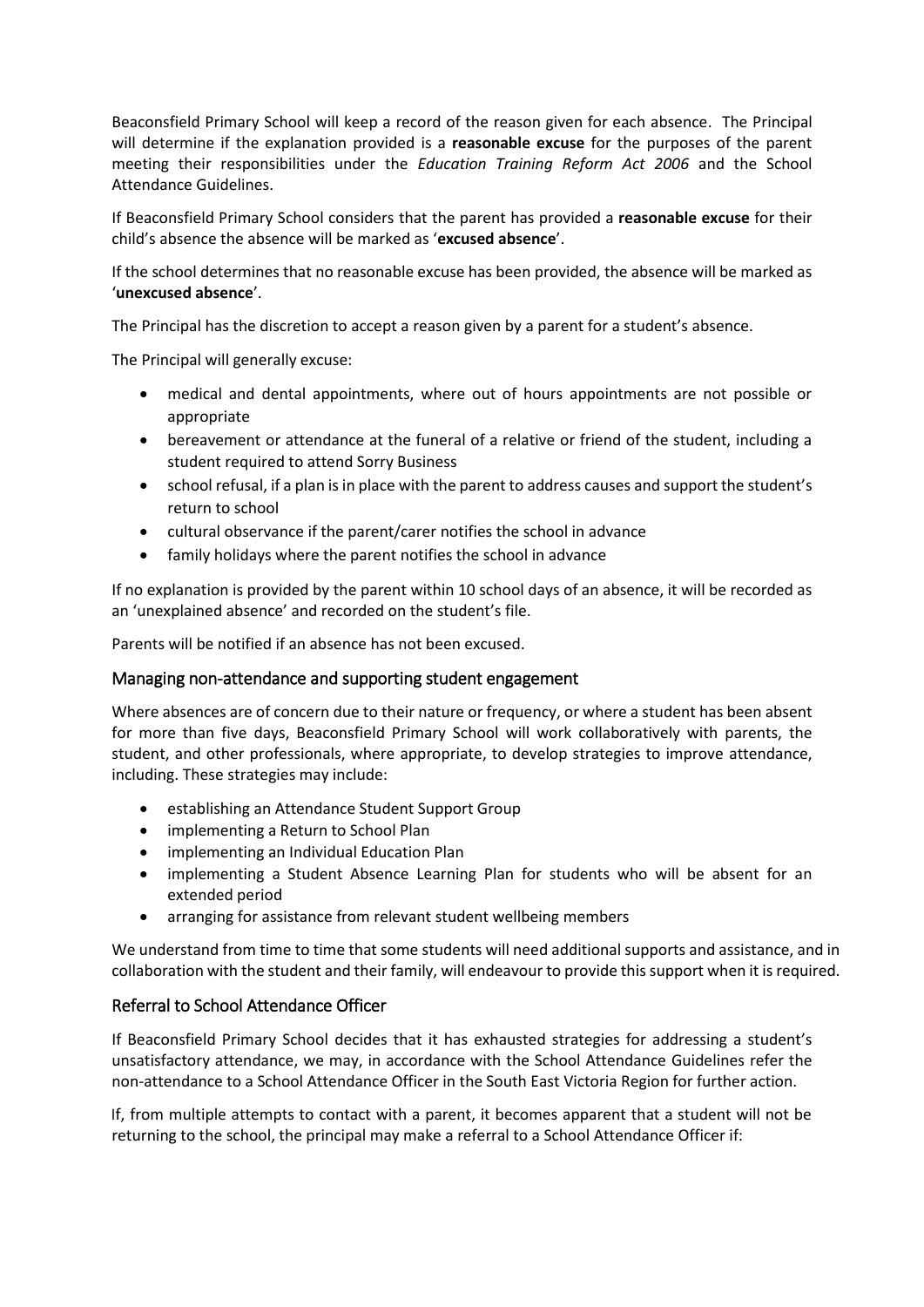Beaconsfield Primary School will keep a record of the reason given for each absence. The Principal will determine if the explanation provided is a **reasonable excuse** for the purposes of the parent meeting their responsibilities under the *Education Training Reform Act 2006* and the School Attendance Guidelines.

If Beaconsfield Primary School considers that the parent has provided a **reasonable excuse** for their child's absence the absence will be marked as '**excused absence**'.

If the school determines that no reasonable excuse has been provided, the absence will be marked as '**unexcused absence**'.

The Principal has the discretion to accept a reason given by a parent for a student's absence.

The Principal will generally excuse:

- medical and dental appointments, where out of hours appointments are not possible or appropriate
- bereavement or attendance at the funeral of a relative or friend of the student, including a student required to attend Sorry Business
- school refusal, if a plan is in place with the parent to address causes and support the student's return to school
- cultural observance if the parent/carer notifies the school in advance
- family holidays where the parent notifies the school in advance

If no explanation is provided by the parent within 10 school days of an absence, it will be recorded as an 'unexplained absence' and recorded on the student's file.

Parents will be notified if an absence has not been excused.

### Managing non-attendance and supporting student engagement

Where absences are of concern due to their nature or frequency, or where a student has been absent for more than five days, Beaconsfield Primary School will work collaboratively with parents, the student, and other professionals, where appropriate, to develop strategies to improve attendance, including. These strategies may include:

- establishing an Attendance Student Support Group
- implementing a Return to School Plan
- implementing an Individual Education Plan
- implementing a Student Absence Learning Plan for students who will be absent for an extended period
- arranging for assistance from relevant student wellbeing members

We understand from time to time that some students will need additional supports and assistance, and in collaboration with the student and their family, will endeavour to provide this support when it is required.

### Referral to School Attendance Officer

If Beaconsfield Primary School decides that it has exhausted strategies for addressing a student's unsatisfactory attendance, we may, in accordance with the School Attendance Guidelines refer the non-attendance to a School Attendance Officer in the South East Victoria Region for further action.

If, from multiple attempts to contact with a parent, it becomes apparent that a student will not be returning to the school, the principal may make a referral to a School Attendance Officer if: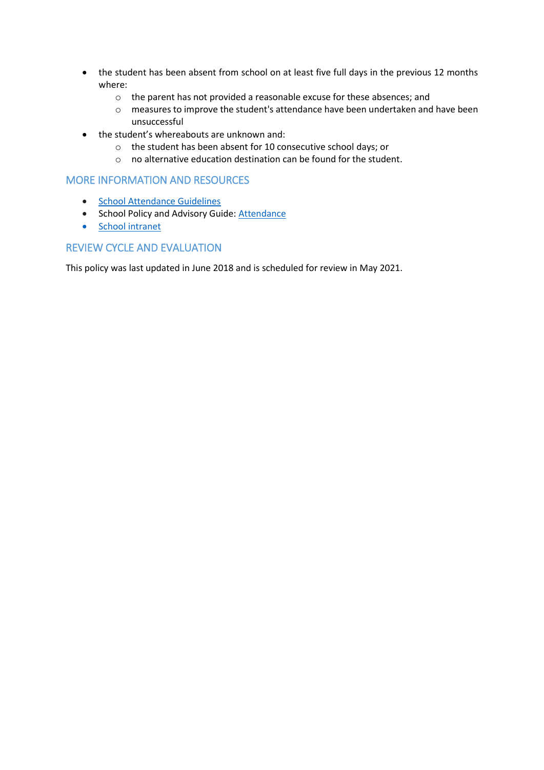- the student has been absent from school on at least five full days in the previous 12 months where:
  - the parent has not provided a reasonable excuse for these absences; and
  - measures to improve the student's attendance have been undertaken and have been unsuccessful
- the student's whereabouts are unknown and:
  - the student has been absent for 10 consecutive school days; or
  - no alternative education destination can be found for the student.

## MORE INFORMATION AND RESOURCES

- School Attendance Guidelines
- School Policy and Advisory Guide: Attendance
- School intranet

## REVIEW CYCLE AND EVALUATION

This policy was last updated in June 2018 and is scheduled for review in May 2021.